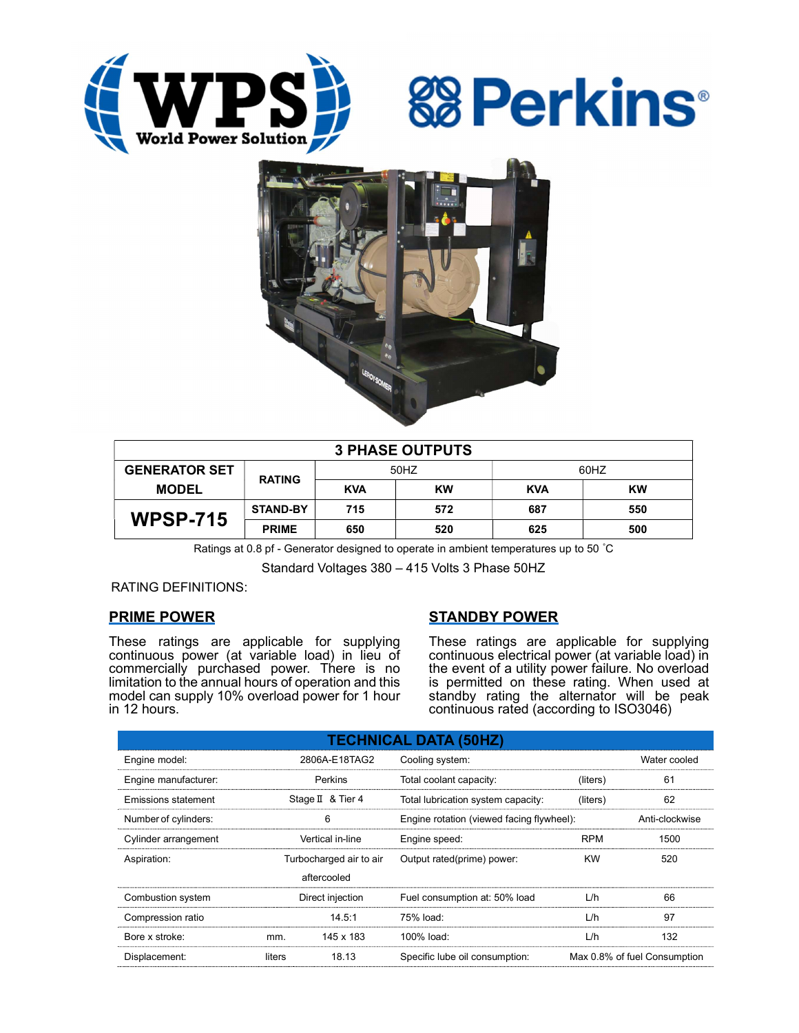| 3 PHASE OUTPUTS | | | | | |
|---|---|---|---|---|---|
| GENERATOR SET MODEL | RATING | 50HZ | | 60HZ | |
| | | KVA | KW | KVA | KW |
| WPSP-715 | STAND-BY | 715 | 572 | 687 | 550 |
| | PRIME | 650 | 520 | 625 | 500 |

Ratings at 0.8 pf - Generator designed to operate in ambient temperatures up to 50 ˚C

Standard Voltages 380 – 415 Volts 3 Phase 50HZ

RATING DEFINITIONS:

## PRIME POWER

These ratings are applicable for supplying continuous power (at variable load) in lieu of commercially purchased power. There is no limitation to the annual hours of operation and this model can supply 10% overload power for 1 hour in 12 hours.

## STANDBY POWER

These ratings are applicable for supplying continuous electrical power (at variable load) in the event of a utility power failure. No overload is permitted on these rating. When used at standby rating the alternator will be peak continuous rated (according to ISO3046)

| TECHNICAL DATA (50HZ) | | | | | |
|---|---|---|---|---|---|
| Engine model: | | 2806A-E18TAG2 | Cooling system: | | Water cooled |
| Engine manufacturer: | | Perkins | Total coolant capacity: | (liters) | 61 |
| Emissions statement | | Stage Ⅱ & Tier 4 | Total lubrication system capacity: | (liters) | 62 |
| Number of cylinders: | | 6 | Engine rotation (viewed facing flywheel): | | Anti-clockwise |
| Cylinder arrangement | | Vertical in-line | Engine speed: | RPM | 1500 |
| Aspiration: | | Turbocharged air to air aftercooled | Output rated(prime) power: | KW | 520 |
| Combustion system | | Direct injection | Fuel consumption at: 50% load | L/h | 66 |
| Compression ratio | | 14.5:1 | 75% load: | L/h | 97 |
| Bore x stroke: | mm. | 145 x 183 | 100% load: | L/h | 132 |
| Displacement: | liters | 18.13 | Specific lube oil consumption: | | Max 0.8% of fuel Consumption |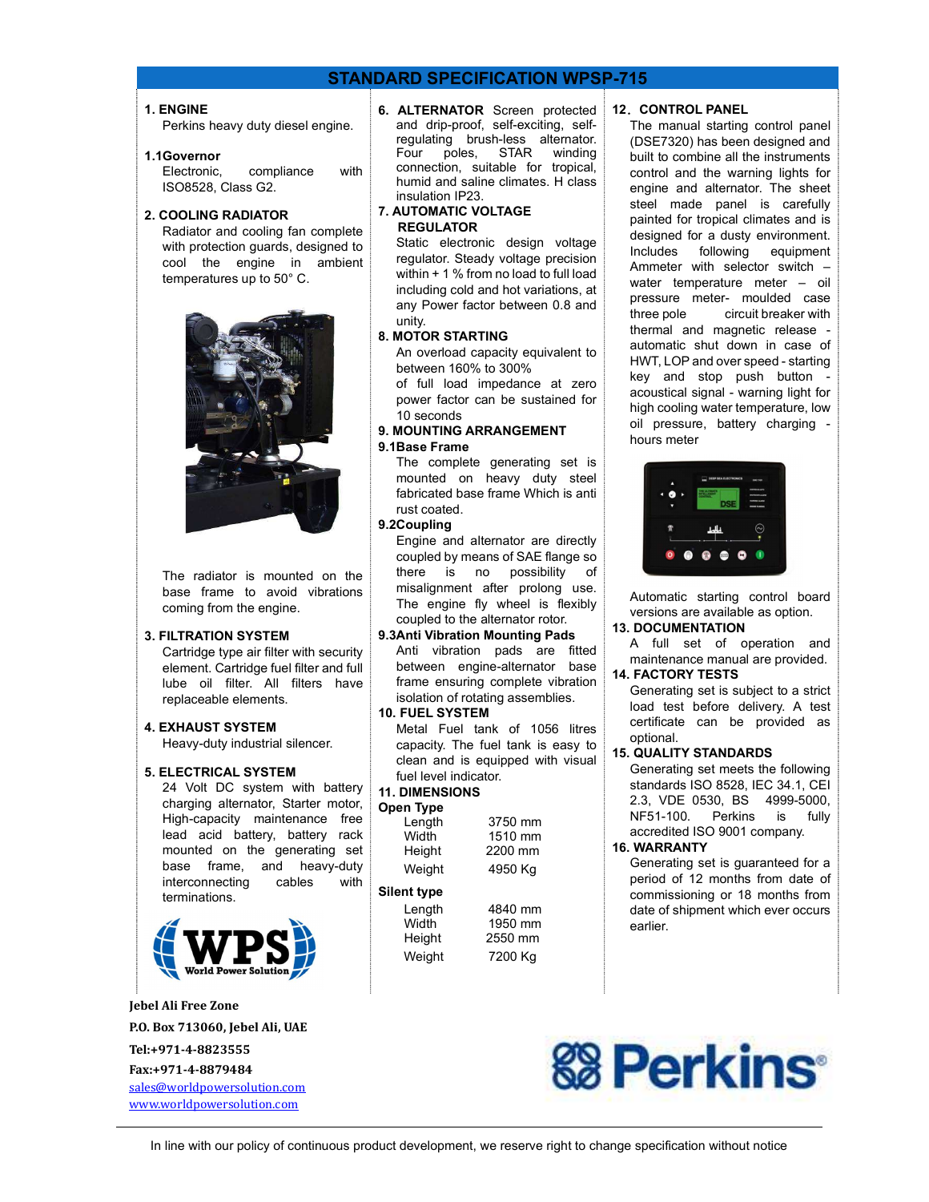# STANDARD SPECIFICATION WPSP-715

### 1. ENGINE

Perkins heavy duty diesel engine.

### 1.1Governor

Electronic, compliance with ISO8528, Class G2.

### 2. COOLING RADIATOR

Radiator and cooling fan complete with protection guards, designed to cool the engine in ambient temperatures up to 50° C.

The radiator is mounted on the base frame to avoid vibrations coming from the engine.

### 3. FILTRATION SYSTEM

Cartridge type air filter with security element. Cartridge fuel filter and full lube oil filter. All filters have replaceable elements.

### 4. EXHAUST SYSTEM

Heavy-duty industrial silencer.

### 5. ELECTRICAL SYSTEM

24 Volt DC system with battery charging alternator, Starter motor, High-capacity maintenance free lead acid battery, battery rack mounted on the generating set base frame, and heavy-duty interconnecting cables with terminations.

### 6. ALTERNATOR

Screen protected and drip-proof, self-exciting, self-regulating brush-less alternator. Four poles, STAR winding connection, suitable for tropical, humid and saline climates. H class insulation IP23.

### 7. AUTOMATIC VOLTAGE REGULATOR

Static electronic design voltage regulator. Steady voltage precision within + 1 % from no load to full load including cold and hot variations, at any Power factor between 0.8 and unity.

### 8. MOTOR STARTING

An overload capacity equivalent to between 160% to 300% of full load impedance at zero power factor can be sustained for 10 seconds

### 9. MOUNTING ARRANGEMENT

### 9.1Base Frame

The complete generating set is mounted on heavy duty steel fabricated base frame Which is anti rust coated.

### 9.2Coupling

Engine and alternator are directly coupled by means of SAE flange so there is no possibility of misalignment after prolong use. The engine fly wheel is flexibly coupled to the alternator rotor.

### 9.3Anti Vibration Mounting Pads

Anti vibration pads are fitted between engine-alternator base frame ensuring complete vibration isolation of rotating assemblies.

### 10. FUEL SYSTEM

Metal Fuel tank of 1056 litres capacity. The fuel tank is easy to clean and is equipped with visual fuel level indicator.

### 11. DIMENSIONS

**Open Type**

| | |
|---|---|
| Length | 3750 mm |
| Width | 1510 mm |
| Height | 2200 mm |
| Weight | 4950 Kg |

**Silent type**

| | |
|---|---|
| Length | 4840 mm |
| Width | 1950 mm |
| Height | 2550 mm |
| Weight | 7200 Kg |

### 12. CONTROL PANEL

The manual starting control panel (DSE7320) has been designed and built to combine all the instruments control and the warning lights for engine and alternator. The sheet steel made panel is carefully painted for tropical climates and is designed for a dusty environment. Includes following equipment Ammeter with selector switch – water temperature meter – oil pressure meter- moulded case three pole circuit breaker with thermal and magnetic release - automatic shut down in case of HWT, LOP and over speed - starting key and stop push button - acoustical signal - warning light for high cooling water temperature, low oil pressure, battery charging - hours meter

Automatic starting control board versions are available as option.

### 13. DOCUMENTATION

A full set of operation and maintenance manual are provided.

### 14. FACTORY TESTS

Generating set is subject to a strict load test before delivery. A test certificate can be provided as optional.

### 15. QUALITY STANDARDS

Generating set meets the following standards ISO 8528, IEC 34.1, CEI 2.3, VDE 0530, BS 4999-5000, NF51-100. Perkins is fully accredited ISO 9001 company.

### 16. WARRANTY

Generating set is guaranteed for a period of 12 months from date of commissioning or 18 months from date of shipment which ever occurs earlier.

WPS World Power Solution

**Jebel Ali Free Zone**
**P.O. Box 713060, Jebel Ali, UAE**
**Tel:+971-4-8823555**
**Fax:+971-4-8879484**
sales@worldpowersolution.com
www.worldpowersolution.com

Perkins

In line with our policy of continuous product development, we reserve right to change specification without notice